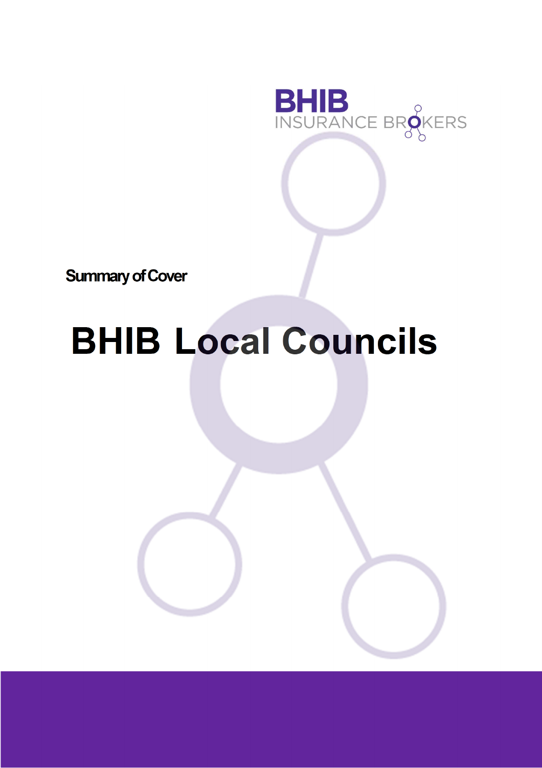BHIB INSURANCE BROKERS

Summary of Cover

# BHIB Local Councils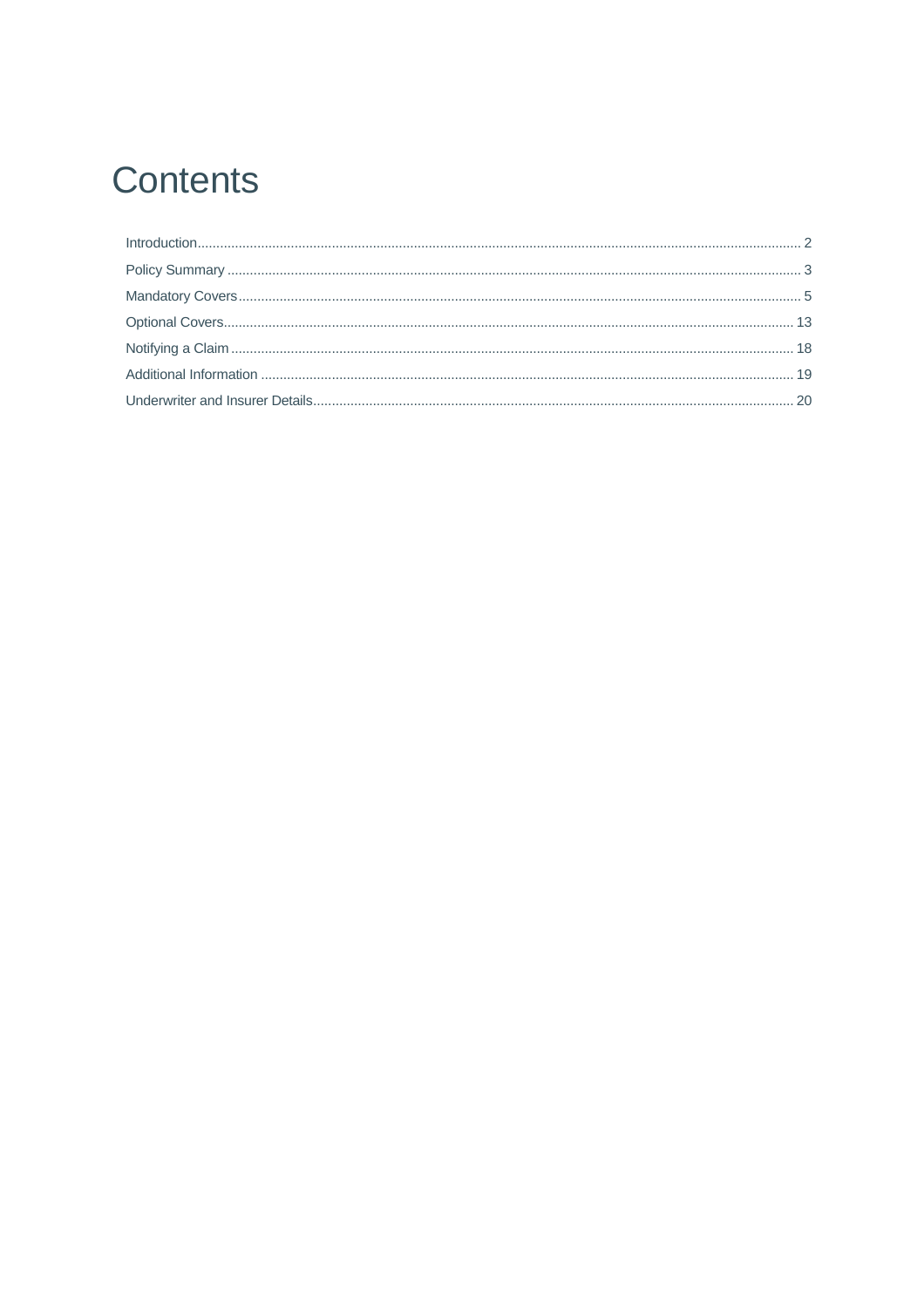# Contents

| | |
|---|---|
| Introduction | 2 |
| Policy Summary | 3 |
| Mandatory Covers | 5 |
| Optional Covers | 13 |
| Notifying a Claim | 18 |
| Additional Information | 19 |
| Underwriter and Insurer Details | 20 |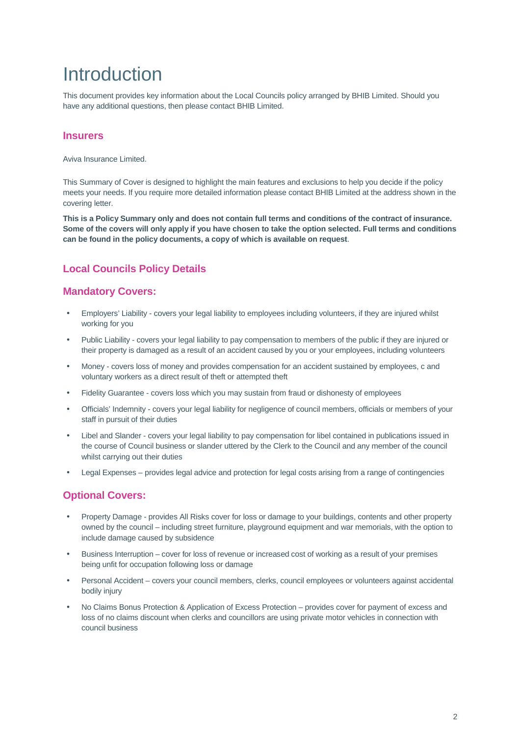# Introduction

This document provides key information about the Local Councils policy arranged by BHIB Limited. Should you have any additional questions, then please contact BHIB Limited.

## Insurers

Aviva Insurance Limited.

This Summary of Cover is designed to highlight the main features and exclusions to help you decide if the policy meets your needs. If you require more detailed information please contact BHIB Limited at the address shown in the covering letter.

**This is a Policy Summary only and does not contain full terms and conditions of the contract of insurance. Some of the covers will only apply if you have chosen to take the option selected. Full terms and conditions can be found in the policy documents, a copy of which is available on request**.

## Local Councils Policy Details

## Mandatory Covers:

- Employers' Liability - covers your legal liability to employees including volunteers, if they are injured whilst working for you
- Public Liability - covers your legal liability to pay compensation to members of the public if they are injured or their property is damaged as a result of an accident caused by you or your employees, including volunteers
- Money - covers loss of money and provides compensation for an accident sustained by employees, c and voluntary workers as a direct result of theft or attempted theft
- Fidelity Guarantee - covers loss which you may sustain from fraud or dishonesty of employees
- Officials' Indemnity - covers your legal liability for negligence of council members, officials or members of your staff in pursuit of their duties
- Libel and Slander - covers your legal liability to pay compensation for libel contained in publications issued in the course of Council business or slander uttered by the Clerk to the Council and any member of the council whilst carrying out their duties
- Legal Expenses – provides legal advice and protection for legal costs arising from a range of contingencies

## Optional Covers:

- Property Damage - provides All Risks cover for loss or damage to your buildings, contents and other property owned by the council – including street furniture, playground equipment and war memorials, with the option to include damage caused by subsidence
- Business Interruption – cover for loss of revenue or increased cost of working as a result of your premises being unfit for occupation following loss or damage
- Personal Accident – covers your council members, clerks, council employees or volunteers against accidental bodily injury
- No Claims Bonus Protection & Application of Excess Protection – provides cover for payment of excess and loss of no claims discount when clerks and councillors are using private motor vehicles in connection with council business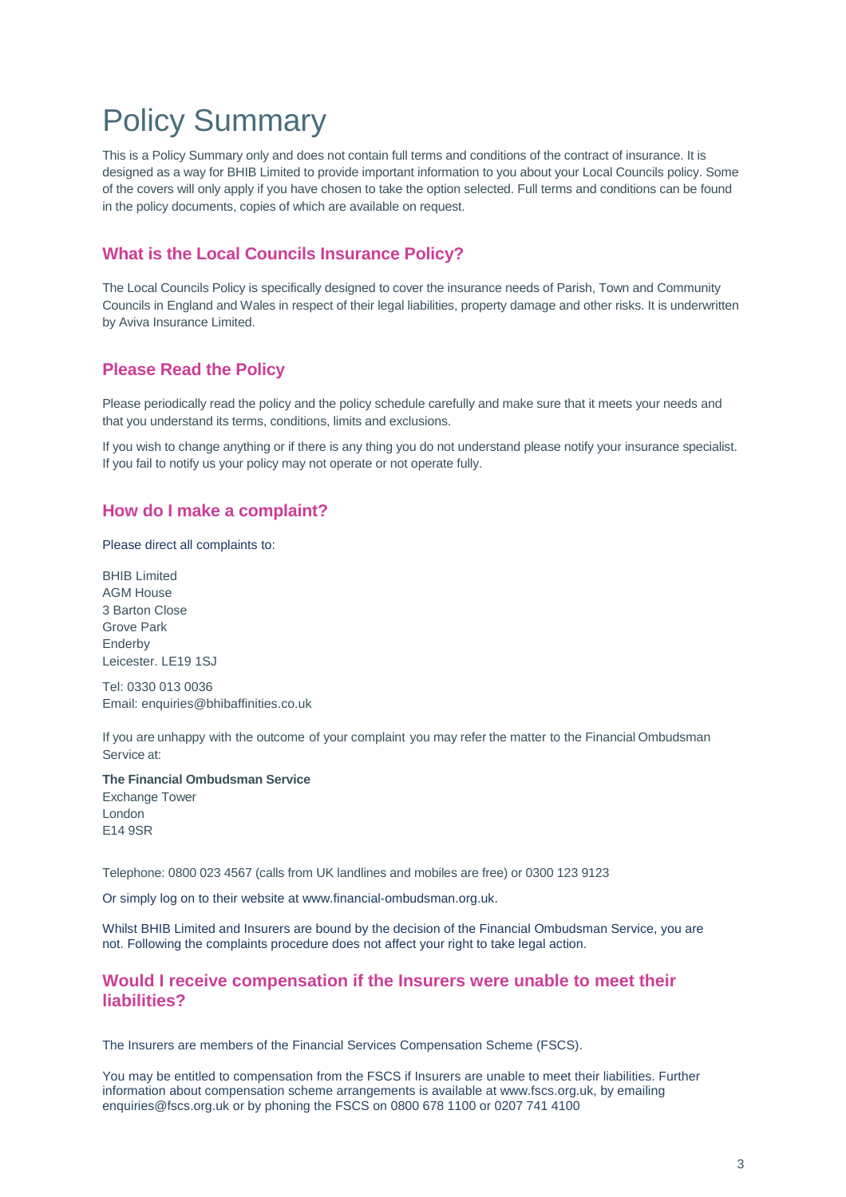# Policy Summary

This is a Policy Summary only and does not contain full terms and conditions of the contract of insurance. It is designed as a way for BHIB Limited to provide important information to you about your Local Councils policy. Some of the covers will only apply if you have chosen to take the option selected. Full terms and conditions can be found in the policy documents, copies of which are available on request.

## What is the Local Councils Insurance Policy?

The Local Councils Policy is specifically designed to cover the insurance needs of Parish, Town and Community Councils in England and Wales in respect of their legal liabilities, property damage and other risks. It is underwritten by Aviva Insurance Limited.

## Please Read the Policy

Please periodically read the policy and the policy schedule carefully and make sure that it meets your needs and that you understand its terms, conditions, limits and exclusions.

If you wish to change anything or if there is any thing you do not understand please notify your insurance specialist. If you fail to notify us your policy may not operate or not operate fully.

## How do I make a complaint?

Please direct all complaints to:

BHIB Limited
AGM House
3 Barton Close
Grove Park
Enderby
Leicester. LE19 1SJ

Tel: 0330 013 0036
Email: enquiries@bhibaffinities.co.uk

If you are unhappy with the outcome of your complaint you may refer the matter to the Financial Ombudsman Service at:

**The Financial Ombudsman Service**
Exchange Tower
London
E14 9SR

Telephone: 0800 023 4567 (calls from UK landlines and mobiles are free) or 0300 123 9123

Or simply log on to their website at www.financial-ombudsman.org.uk.

Whilst BHIB Limited and Insurers are bound by the decision of the Financial Ombudsman Service, you are not. Following the complaints procedure does not affect your right to take legal action.

## Would I receive compensation if the Insurers were unable to meet their liabilities?

The Insurers are members of the Financial Services Compensation Scheme (FSCS).

You may be entitled to compensation from the FSCS if Insurers are unable to meet their liabilities. Further information about compensation scheme arrangements is available at www.fscs.org.uk, by emailing enquiries@fscs.org.uk or by phoning the FSCS on 0800 678 1100 or 0207 741 4100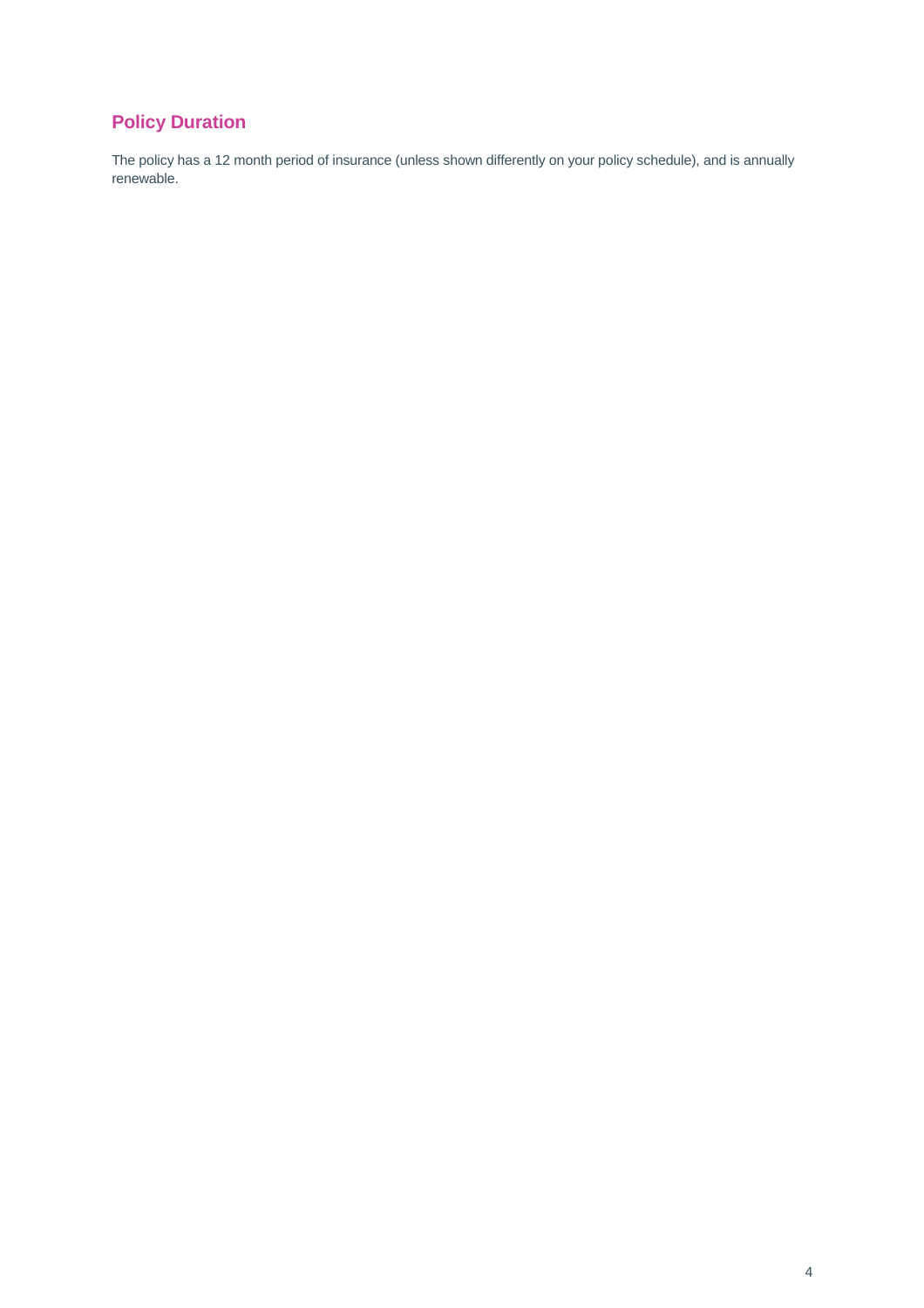## Policy Duration

The policy has a 12 month period of insurance (unless shown differently on your policy schedule), and is annually renewable.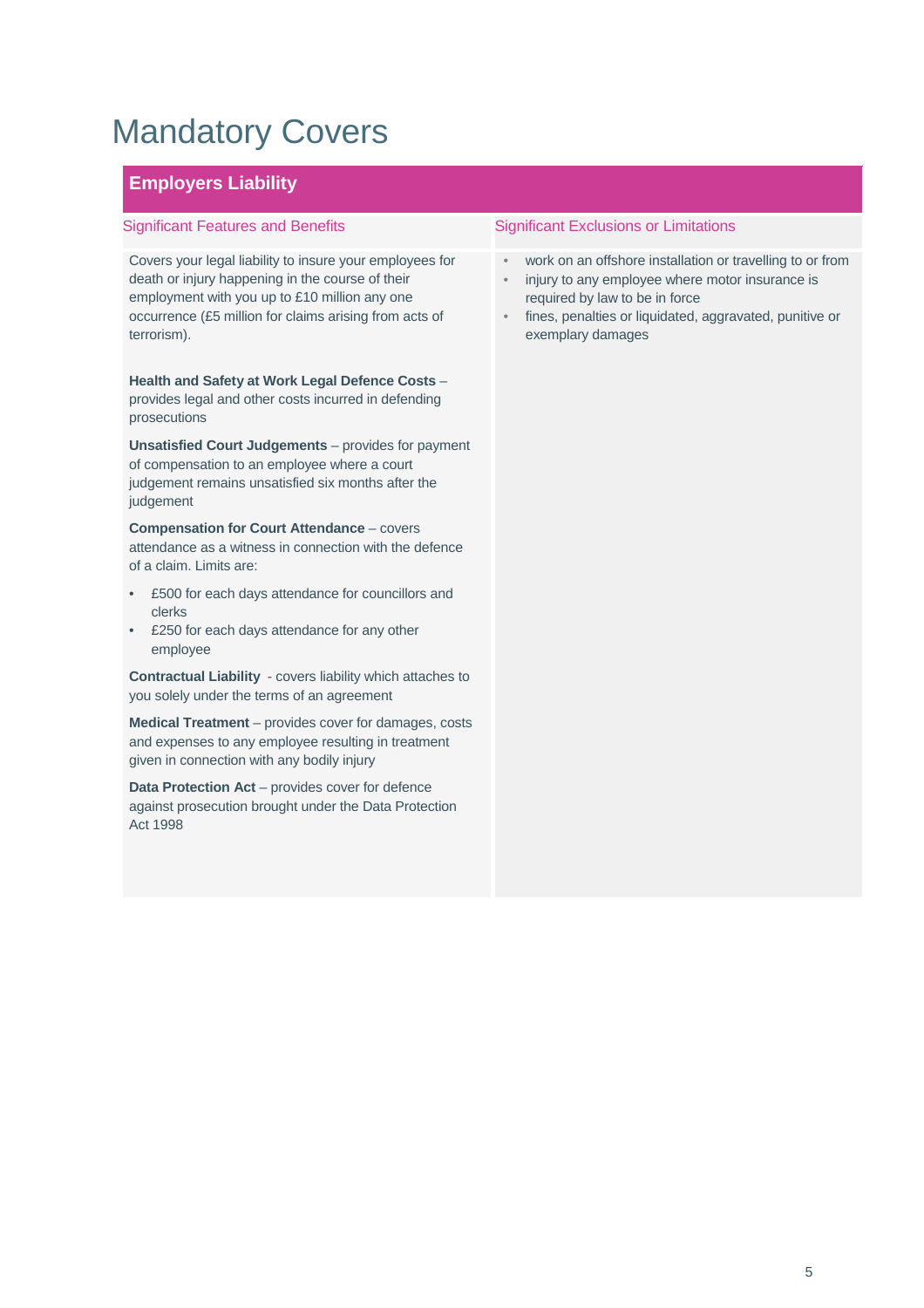# Mandatory Covers

## Employers Liability

| Significant Features and Benefits | Significant Exclusions or Limitations |
|---|---|
| Covers your legal liability to insure your employees for death or injury happening in the course of their employment with you up to £10 million any one occurrence (£5 million for claims arising from acts of terrorism).<br><br>**Health and Safety at Work Legal Defence Costs** – provides legal and other costs incurred in defending prosecutions<br><br>**Unsatisfied Court Judgements** – provides for payment of compensation to an employee where a court judgement remains unsatisfied six months after the judgement<br><br>**Compensation for Court Attendance** – covers attendance as a witness in connection with the defence of a claim. Limits are:<br>• £500 for each days attendance for councillors and clerks<br>• £250 for each days attendance for any other employee<br><br>**Contractual Liability** - covers liability which attaches to you solely under the terms of an agreement<br><br>**Medical Treatment** – provides cover for damages, costs and expenses to any employee resulting in treatment given in connection with any bodily injury<br><br>**Data Protection Act** – provides cover for defence against prosecution brought under the Data Protection Act 1998 | • work on an offshore installation or travelling to or from<br>• injury to any employee where motor insurance is required by law to be in force<br>• fines, penalties or liquidated, aggravated, punitive or exemplary damages |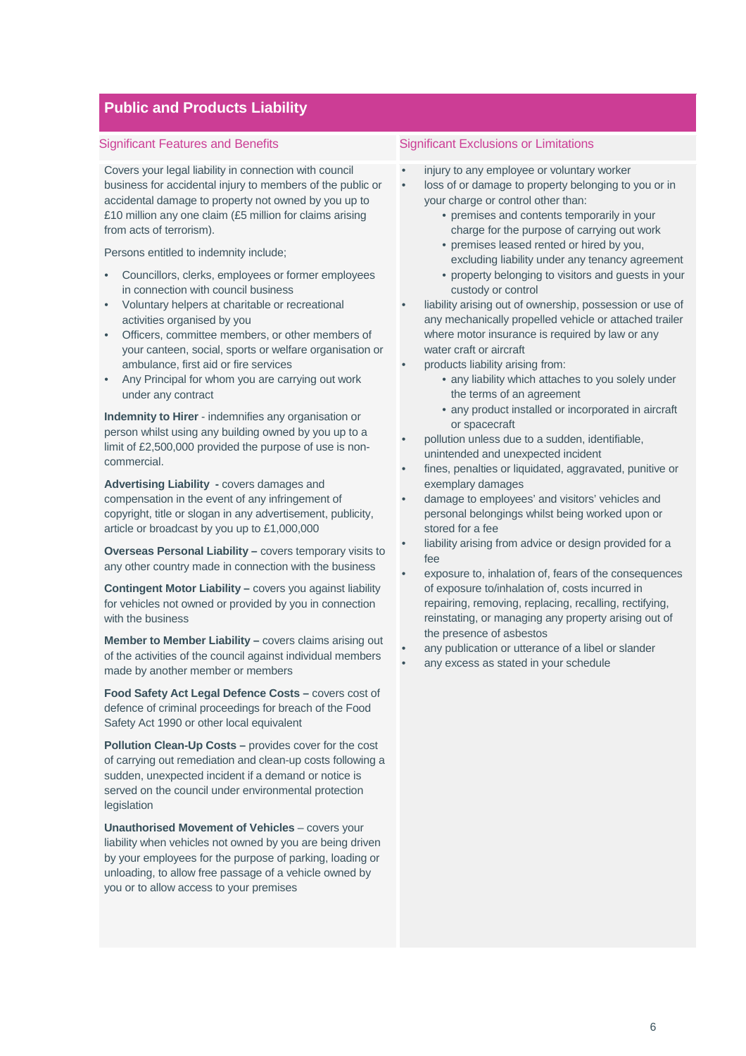## Public and Products Liability

### Significant Features and Benefits

Covers your legal liability in connection with council business for accidental injury to members of the public or accidental damage to property not owned by you up to £10 million any one claim (£5 million for claims arising from acts of terrorism).

Persons entitled to indemnity include;

- Councillors, clerks, employees or former employees in connection with council business
- Voluntary helpers at charitable or recreational activities organised by you
- Officers, committee members, or other members of your canteen, social, sports or welfare organisation or ambulance, first aid or fire services
- Any Principal for whom you are carrying out work under any contract

**Indemnity to Hirer** - indemnifies any organisation or person whilst using any building owned by you up to a limit of £2,500,000 provided the purpose of use is non-commercial.

**Advertising Liability** - covers damages and compensation in the event of any infringement of copyright, title or slogan in any advertisement, publicity, article or broadcast by you up to £1,000,000

**Overseas Personal Liability –** covers temporary visits to any other country made in connection with the business

**Contingent Motor Liability –** covers you against liability for vehicles not owned or provided by you in connection with the business

**Member to Member Liability –** covers claims arising out of the activities of the council against individual members made by another member or members

**Food Safety Act Legal Defence Costs –** covers cost of defence of criminal proceedings for breach of the Food Safety Act 1990 or other local equivalent

**Pollution Clean-Up Costs –** provides cover for the cost of carrying out remediation and clean-up costs following a sudden, unexpected incident if a demand or notice is served on the council under environmental protection legislation

**Unauthorised Movement of Vehicles** – covers your liability when vehicles not owned by you are being driven by your employees for the purpose of parking, loading or unloading, to allow free passage of a vehicle owned by you or to allow access to your premises

### Significant Exclusions or Limitations

- injury to any employee or voluntary worker
- loss of or damage to property belonging to you or in your charge or control other than:
  - premises and contents temporarily in your charge for the purpose of carrying out work
  - premises leased rented or hired by you, excluding liability under any tenancy agreement
  - property belonging to visitors and guests in your custody or control
- liability arising out of ownership, possession or use of any mechanically propelled vehicle or attached trailer where motor insurance is required by law or any water craft or aircraft
- products liability arising from:
  - any liability which attaches to you solely under the terms of an agreement
  - any product installed or incorporated in aircraft or spacecraft
- pollution unless due to a sudden, identifiable, unintended and unexpected incident
- fines, penalties or liquidated, aggravated, punitive or exemplary damages
- damage to employees' and visitors' vehicles and personal belongings whilst being worked upon or stored for a fee
- liability arising from advice or design provided for a fee
- exposure to, inhalation of, fears of the consequences of exposure to/inhalation of, costs incurred in repairing, removing, replacing, recalling, rectifying, reinstating, or managing any property arising out of the presence of asbestos
- any publication or utterance of a libel or slander
- any excess as stated in your schedule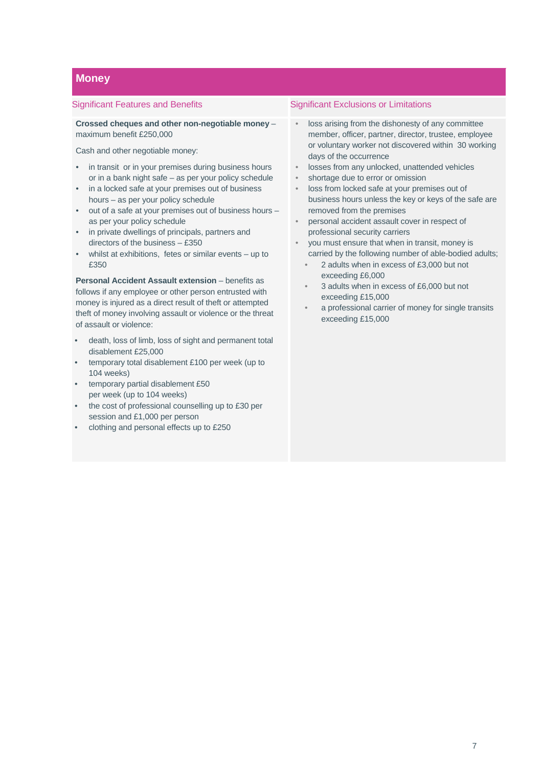## Money

### Significant Features and Benefits

**Crossed cheques and other non-negotiable money** – maximum benefit £250,000

Cash and other negotiable money:

- in transit or in your premises during business hours or in a bank night safe – as per your policy schedule
- in a locked safe at your premises out of business hours – as per your policy schedule
- out of a safe at your premises out of business hours – as per your policy schedule
- in private dwellings of principals, partners and directors of the business – £350
- whilst at exhibitions, fetes or similar events – up to £350

**Personal Accident Assault extension** – benefits as follows if any employee or other person entrusted with money is injured as a direct result of theft or attempted theft of money involving assault or violence or the threat of assault or violence:

- death, loss of limb, loss of sight and permanent total disablement £25,000
- temporary total disablement £100 per week (up to 104 weeks)
- temporary partial disablement £50 per week (up to 104 weeks)
- the cost of professional counselling up to £30 per session and £1,000 per person
- clothing and personal effects up to £250

### Significant Exclusions or Limitations

- loss arising from the dishonesty of any committee member, officer, partner, director, trustee, employee or voluntary worker not discovered within 30 working days of the occurrence
- losses from any unlocked, unattended vehicles
- shortage due to error or omission
- loss from locked safe at your premises out of business hours unless the key or keys of the safe are removed from the premises
- personal accident assault cover in respect of professional security carriers
- you must ensure that when in transit, money is carried by the following number of able-bodied adults;
  - 2 adults when in excess of £3,000 but not exceeding £6,000
  - 3 adults when in excess of £6,000 but not exceeding £15,000
  - a professional carrier of money for single transits exceeding £15,000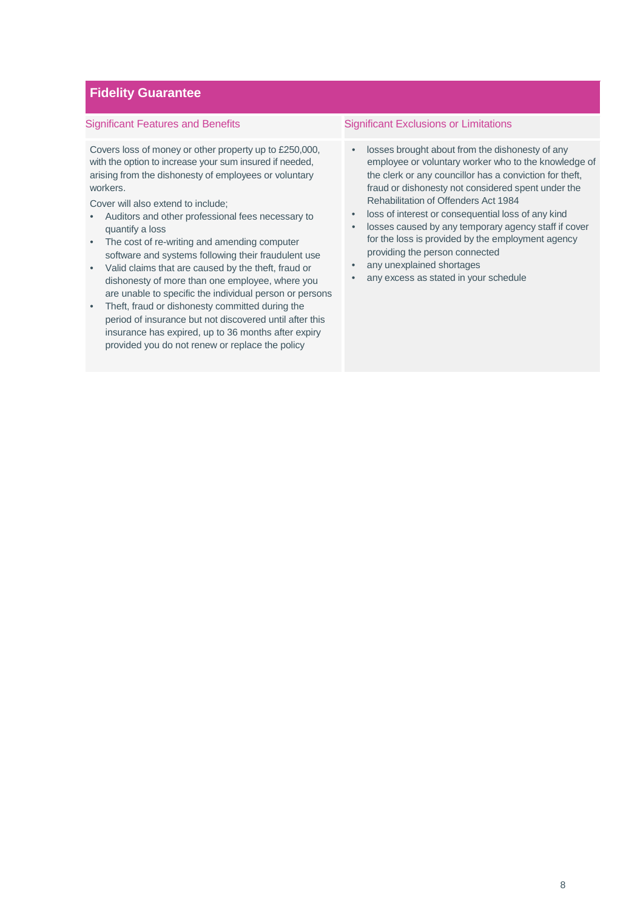## Fidelity Guarantee

### Significant Features and Benefits

Covers loss of money or other property up to £250,000, with the option to increase your sum insured if needed, arising from the dishonesty of employees or voluntary workers.

Cover will also extend to include;

- Auditors and other professional fees necessary to quantify a loss
- The cost of re-writing and amending computer software and systems following their fraudulent use
- Valid claims that are caused by the theft, fraud or dishonesty of more than one employee, where you are unable to specific the individual person or persons
- Theft, fraud or dishonesty committed during the period of insurance but not discovered until after this insurance has expired, up to 36 months after expiry provided you do not renew or replace the policy

### Significant Exclusions or Limitations

- losses brought about from the dishonesty of any employee or voluntary worker who to the knowledge of the clerk or any councillor has a conviction for theft, fraud or dishonesty not considered spent under the Rehabilitation of Offenders Act 1984
- loss of interest or consequential loss of any kind
- losses caused by any temporary agency staff if cover for the loss is provided by the employment agency providing the person connected
- any unexplained shortages
- any excess as stated in your schedule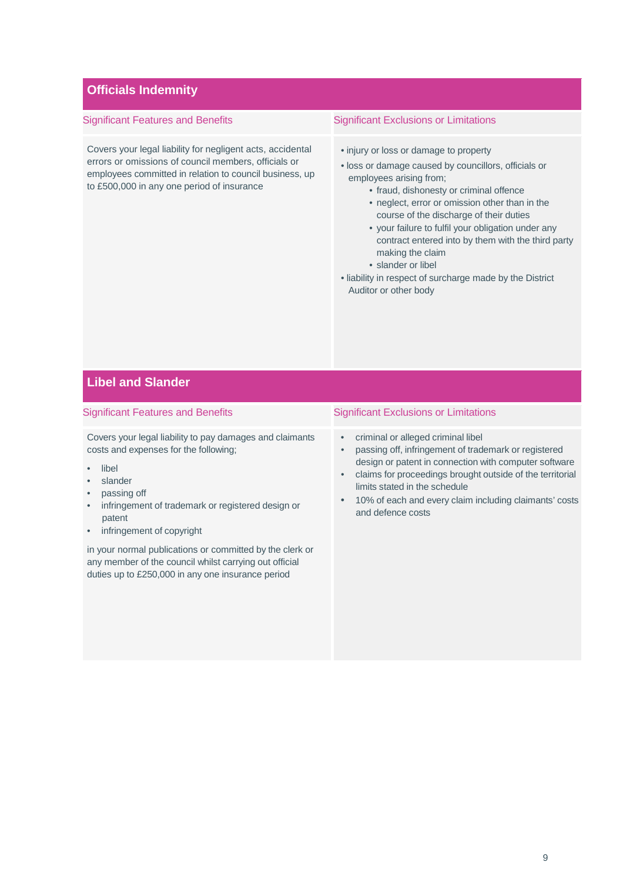## Officials Indemnity

### Significant Features and Benefits

Covers your legal liability for negligent acts, accidental errors or omissions of council members, officials or employees committed in relation to council business, up to £500,000 in any one period of insurance

### Significant Exclusions or Limitations

- injury or loss or damage to property
- loss or damage caused by councillors, officials or employees arising from;
  - fraud, dishonesty or criminal offence
  - neglect, error or omission other than in the course of the discharge of their duties
  - your failure to fulfil your obligation under any contract entered into by them with the third party making the claim
  - slander or libel
- liability in respect of surcharge made by the District Auditor or other body

## Libel and Slander

### Significant Features and Benefits

Covers your legal liability to pay damages and claimants costs and expenses for the following;

- libel
- slander
- passing off
- infringement of trademark or registered design or patent
- infringement of copyright

in your normal publications or committed by the clerk or any member of the council whilst carrying out official duties up to £250,000 in any one insurance period

### Significant Exclusions or Limitations

- criminal or alleged criminal libel
- passing off, infringement of trademark or registered design or patent in connection with computer software
- claims for proceedings brought outside of the territorial limits stated in the schedule
- 10% of each and every claim including claimants' costs and defence costs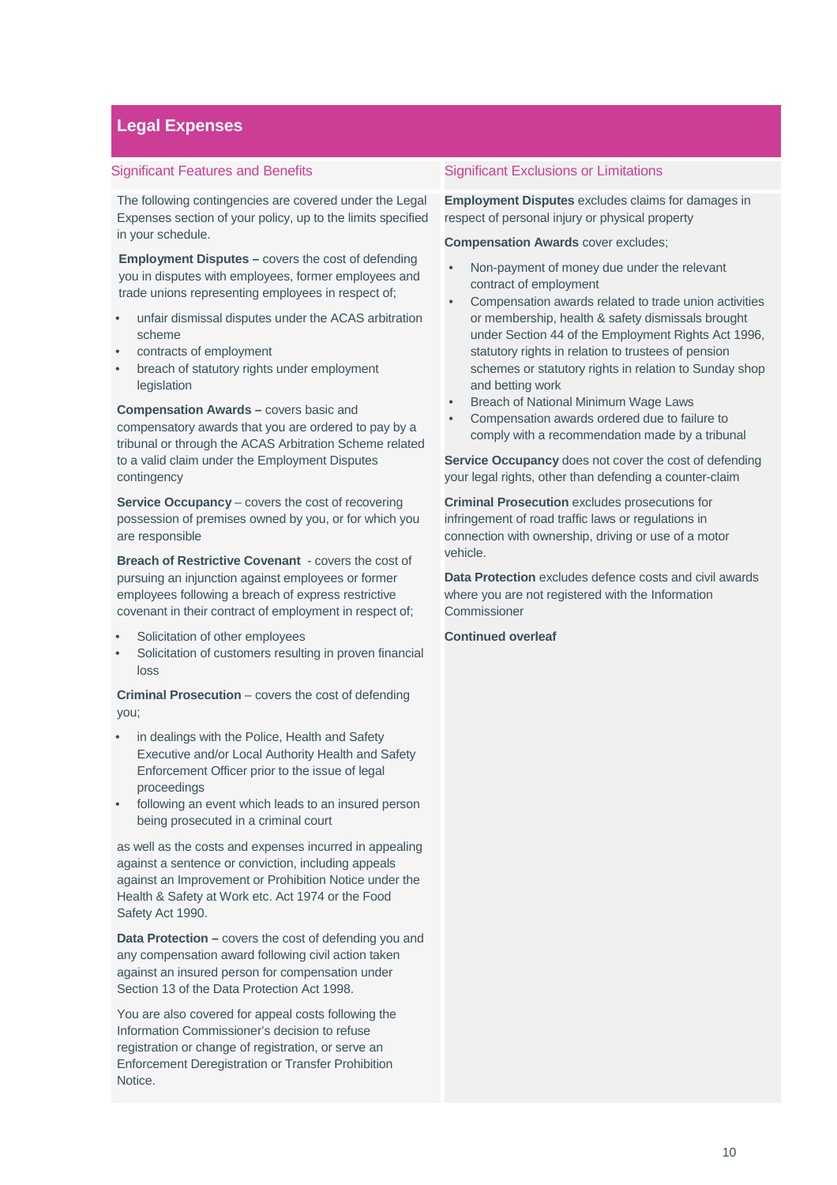## Legal Expenses

### Significant Features and Benefits

The following contingencies are covered under the Legal Expenses section of your policy, up to the limits specified in your schedule.

**Employment Disputes –** covers the cost of defending you in disputes with employees, former employees and trade unions representing employees in respect of;

- unfair dismissal disputes under the ACAS arbitration scheme
- contracts of employment
- breach of statutory rights under employment legislation

**Compensation Awards –** covers basic and compensatory awards that you are ordered to pay by a tribunal or through the ACAS Arbitration Scheme related to a valid claim under the Employment Disputes contingency

**Service Occupancy** – covers the cost of recovering possession of premises owned by you, or for which you are responsible

**Breach of Restrictive Covenant** - covers the cost of pursuing an injunction against employees or former employees following a breach of express restrictive covenant in their contract of employment in respect of;

- Solicitation of other employees
- Solicitation of customers resulting in proven financial loss

**Criminal Prosecution** – covers the cost of defending you;

- in dealings with the Police, Health and Safety Executive and/or Local Authority Health and Safety Enforcement Officer prior to the issue of legal proceedings
- following an event which leads to an insured person being prosecuted in a criminal court

as well as the costs and expenses incurred in appealing against a sentence or conviction, including appeals against an Improvement or Prohibition Notice under the Health & Safety at Work etc. Act 1974 or the Food Safety Act 1990.

**Data Protection –** covers the cost of defending you and any compensation award following civil action taken against an insured person for compensation under Section 13 of the Data Protection Act 1998.

You are also covered for appeal costs following the Information Commissioner's decision to refuse registration or change of registration, or serve an Enforcement Deregistration or Transfer Prohibition Notice.

### Significant Exclusions or Limitations

**Employment Disputes** excludes claims for damages in respect of personal injury or physical property

**Compensation Awards** cover excludes;

- Non-payment of money due under the relevant contract of employment
- Compensation awards related to trade union activities or membership, health & safety dismissals brought under Section 44 of the Employment Rights Act 1996, statutory rights in relation to trustees of pension schemes or statutory rights in relation to Sunday shop and betting work
- Breach of National Minimum Wage Laws
- Compensation awards ordered due to failure to comply with a recommendation made by a tribunal

**Service Occupancy** does not cover the cost of defending your legal rights, other than defending a counter-claim

**Criminal Prosecution** excludes prosecutions for infringement of road traffic laws or regulations in connection with ownership, driving or use of a motor vehicle.

**Data Protection** excludes defence costs and civil awards where you are not registered with the Information Commissioner

**Continued overleaf**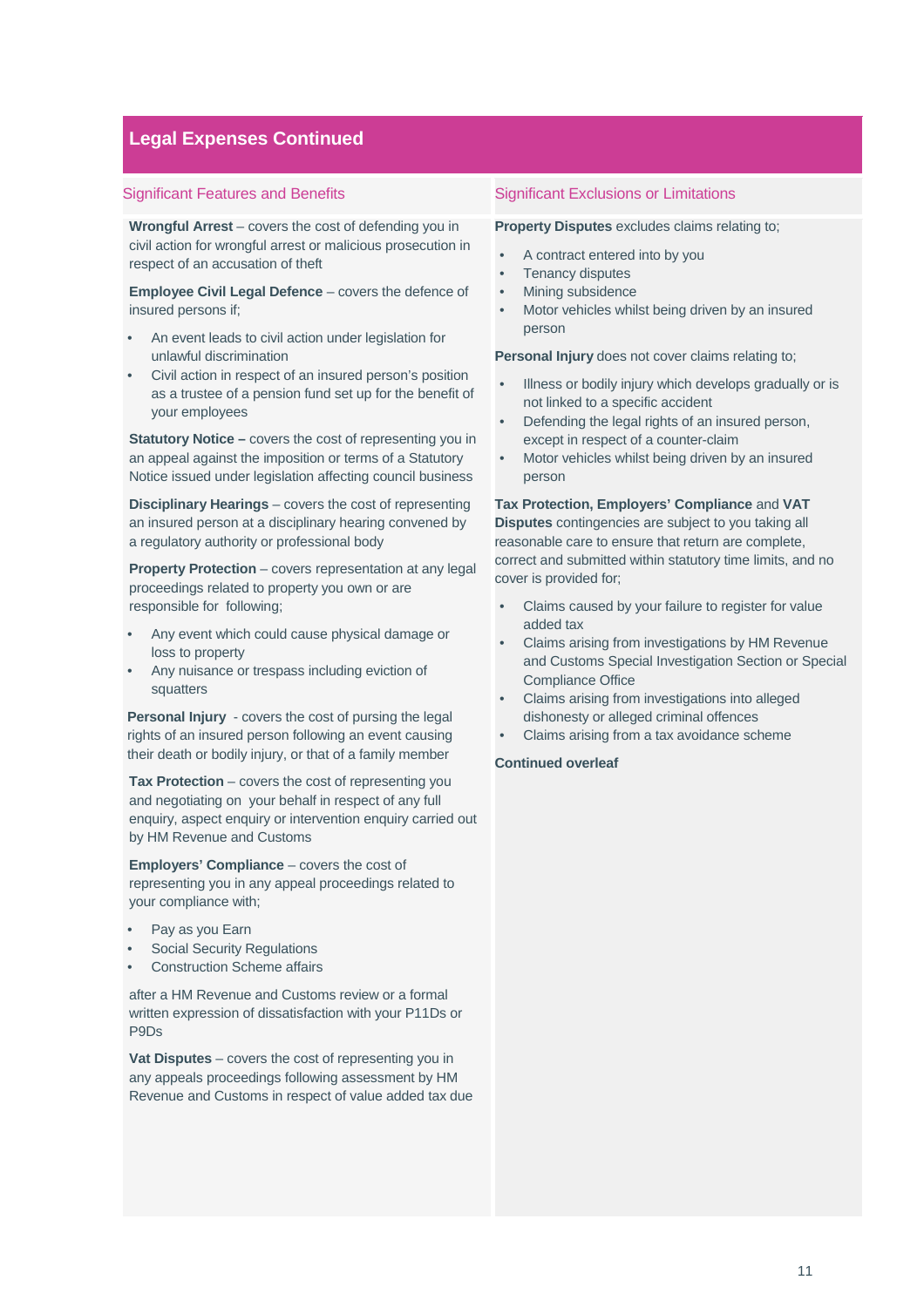## Legal Expenses Continued

### Significant Features and Benefits

**Wrongful Arrest** – covers the cost of defending you in civil action for wrongful arrest or malicious prosecution in respect of an accusation of theft

**Employee Civil Legal Defence** – covers the defence of insured persons if;

- An event leads to civil action under legislation for unlawful discrimination
- Civil action in respect of an insured person's position as a trustee of a pension fund set up for the benefit of your employees

**Statutory Notice –** covers the cost of representing you in an appeal against the imposition or terms of a Statutory Notice issued under legislation affecting council business

**Disciplinary Hearings** – covers the cost of representing an insured person at a disciplinary hearing convened by a regulatory authority or professional body

**Property Protection** – covers representation at any legal proceedings related to property you own or are responsible for following;

- Any event which could cause physical damage or loss to property
- Any nuisance or trespass including eviction of squatters

**Personal Injury** - covers the cost of pursing the legal rights of an insured person following an event causing their death or bodily injury, or that of a family member

**Tax Protection** – covers the cost of representing you and negotiating on your behalf in respect of any full enquiry, aspect enquiry or intervention enquiry carried out by HM Revenue and Customs

**Employers' Compliance** – covers the cost of representing you in any appeal proceedings related to your compliance with;

- Pay as you Earn
- Social Security Regulations
- Construction Scheme affairs

after a HM Revenue and Customs review or a formal written expression of dissatisfaction with your P11Ds or P9Ds

**Vat Disputes** – covers the cost of representing you in any appeals proceedings following assessment by HM Revenue and Customs in respect of value added tax due

### Significant Exclusions or Limitations

**Property Disputes** excludes claims relating to;

- A contract entered into by you
- Tenancy disputes
- Mining subsidence
- Motor vehicles whilst being driven by an insured person

**Personal Injury** does not cover claims relating to;

- Illness or bodily injury which develops gradually or is not linked to a specific accident
- Defending the legal rights of an insured person, except in respect of a counter-claim
- Motor vehicles whilst being driven by an insured person

**Tax Protection, Employers' Compliance** and **VAT Disputes** contingencies are subject to you taking all reasonable care to ensure that return are complete, correct and submitted within statutory time limits, and no cover is provided for;

- Claims caused by your failure to register for value added tax
- Claims arising from investigations by HM Revenue and Customs Special Investigation Section or Special Compliance Office
- Claims arising from investigations into alleged dishonesty or alleged criminal offences
- Claims arising from a tax avoidance scheme

**Continued overleaf**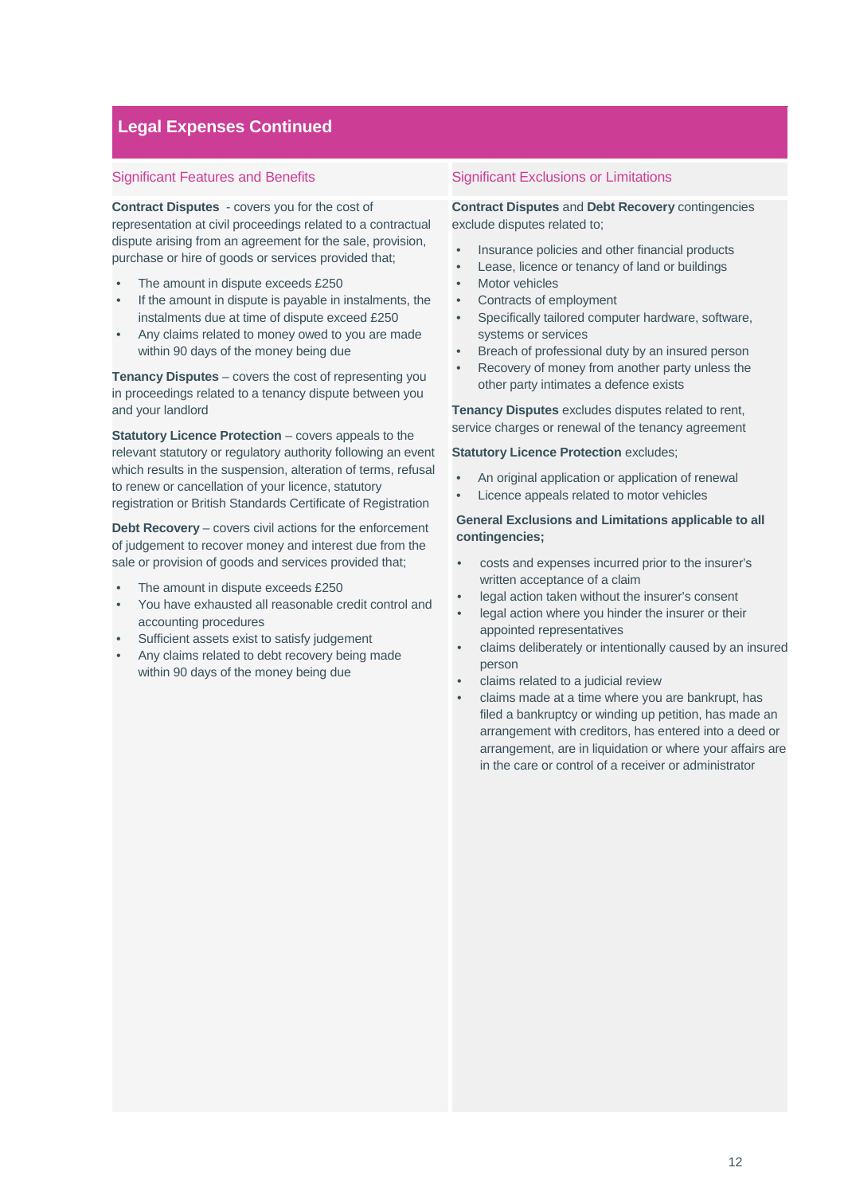## Legal Expenses Continued

### Significant Features and Benefits

**Contract Disputes** - covers you for the cost of representation at civil proceedings related to a contractual dispute arising from an agreement for the sale, provision, purchase or hire of goods or services provided that;

- The amount in dispute exceeds £250
- If the amount in dispute is payable in instalments, the instalments due at time of dispute exceed £250
- Any claims related to money owed to you are made within 90 days of the money being due

**Tenancy Disputes** – covers the cost of representing you in proceedings related to a tenancy dispute between you and your landlord

**Statutory Licence Protection** – covers appeals to the relevant statutory or regulatory authority following an event which results in the suspension, alteration of terms, refusal to renew or cancellation of your licence, statutory registration or British Standards Certificate of Registration

**Debt Recovery** – covers civil actions for the enforcement of judgement to recover money and interest due from the sale or provision of goods and services provided that;

- The amount in dispute exceeds £250
- You have exhausted all reasonable credit control and accounting procedures
- Sufficient assets exist to satisfy judgement
- Any claims related to debt recovery being made within 90 days of the money being due

### Significant Exclusions or Limitations

**Contract Disputes** and **Debt Recovery** contingencies exclude disputes related to;

- Insurance policies and other financial products
- Lease, licence or tenancy of land or buildings
- Motor vehicles
- Contracts of employment
- Specifically tailored computer hardware, software, systems or services
- Breach of professional duty by an insured person
- Recovery of money from another party unless the other party intimates a defence exists

**Tenancy Disputes** excludes disputes related to rent, service charges or renewal of the tenancy agreement

**Statutory Licence Protection** excludes;

- An original application or application of renewal
- Licence appeals related to motor vehicles

**General Exclusions and Limitations applicable to all contingencies;**

- costs and expenses incurred prior to the insurer's written acceptance of a claim
- legal action taken without the insurer's consent
- legal action where you hinder the insurer or their appointed representatives
- claims deliberately or intentionally caused by an insured person
- claims related to a judicial review
- claims made at a time where you are bankrupt, has filed a bankruptcy or winding up petition, has made an arrangement with creditors, has entered into a deed or arrangement, are in liquidation or where your affairs are in the care or control of a receiver or administrator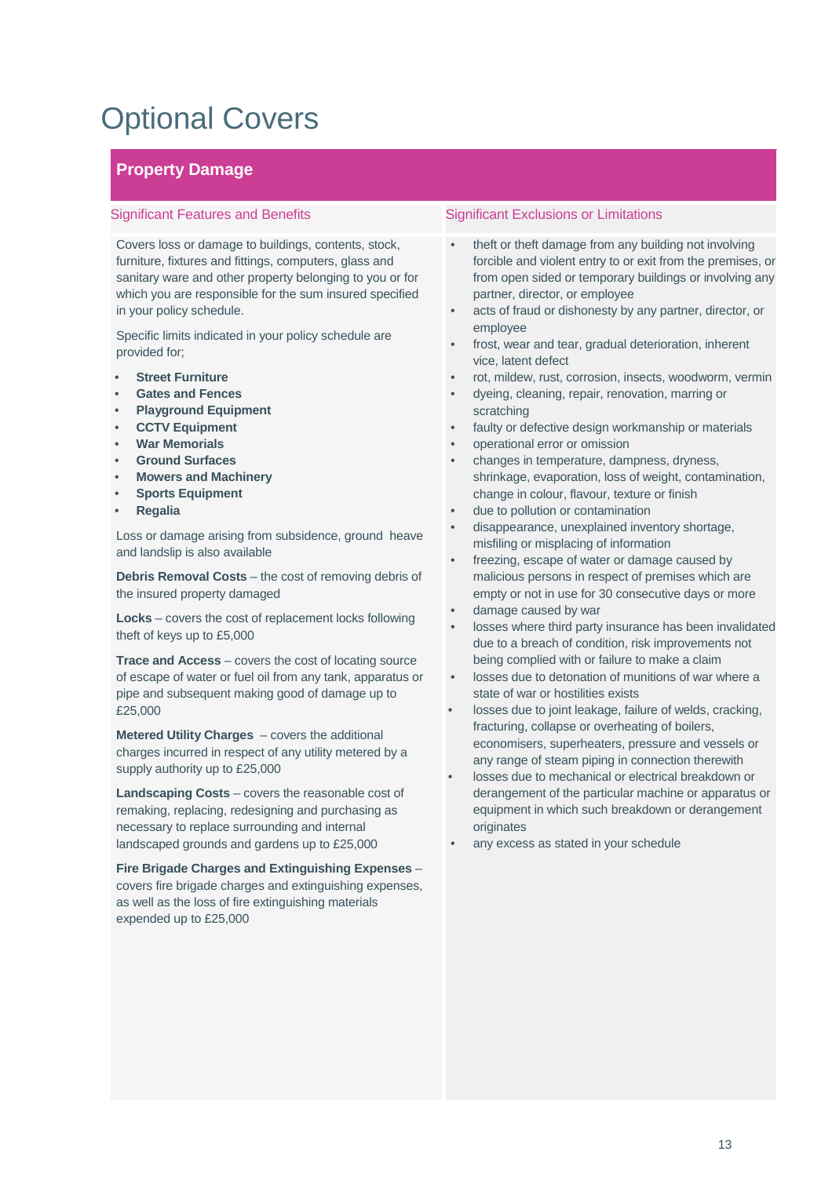# Optional Covers

## Property Damage

### Significant Features and Benefits

Covers loss or damage to buildings, contents, stock, furniture, fixtures and fittings, computers, glass and sanitary ware and other property belonging to you or for which you are responsible for the sum insured specified in your policy schedule.

Specific limits indicated in your policy schedule are provided for;

- **Street Furniture**
- **Gates and Fences**
- **Playground Equipment**
- **CCTV Equipment**
- **War Memorials**
- **Ground Surfaces**
- **Mowers and Machinery**
- **Sports Equipment**
- **Regalia**

Loss or damage arising from subsidence, ground heave and landslip is also available

**Debris Removal Costs** – the cost of removing debris of the insured property damaged

**Locks** – covers the cost of replacement locks following theft of keys up to £5,000

**Trace and Access** – covers the cost of locating source of escape of water or fuel oil from any tank, apparatus or pipe and subsequent making good of damage up to £25,000

**Metered Utility Charges** – covers the additional charges incurred in respect of any utility metered by a supply authority up to £25,000

**Landscaping Costs** – covers the reasonable cost of remaking, replacing, redesigning and purchasing as necessary to replace surrounding and internal landscaped grounds and gardens up to £25,000

**Fire Brigade Charges and Extinguishing Expenses** – covers fire brigade charges and extinguishing expenses, as well as the loss of fire extinguishing materials expended up to £25,000

### Significant Exclusions or Limitations

- theft or theft damage from any building not involving forcible and violent entry to or exit from the premises, or from open sided or temporary buildings or involving any partner, director, or employee
- acts of fraud or dishonesty by any partner, director, or employee
- frost, wear and tear, gradual deterioration, inherent vice, latent defect
- rot, mildew, rust, corrosion, insects, woodworm, vermin
- dyeing, cleaning, repair, renovation, marring or scratching
- faulty or defective design workmanship or materials
- operational error or omission
- changes in temperature, dampness, dryness, shrinkage, evaporation, loss of weight, contamination, change in colour, flavour, texture or finish
- due to pollution or contamination
- disappearance, unexplained inventory shortage, misfiling or misplacing of information
- freezing, escape of water or damage caused by malicious persons in respect of premises which are empty or not in use for 30 consecutive days or more
- damage caused by war
- losses where third party insurance has been invalidated due to a breach of condition, risk improvements not being complied with or failure to make a claim
- losses due to detonation of munitions of war where a state of war or hostilities exists
- losses due to joint leakage, failure of welds, cracking, fracturing, collapse or overheating of boilers, economisers, superheaters, pressure and vessels or any range of steam piping in connection therewith
- losses due to mechanical or electrical breakdown or derangement of the particular machine or apparatus or equipment in which such breakdown or derangement originates
- any excess as stated in your schedule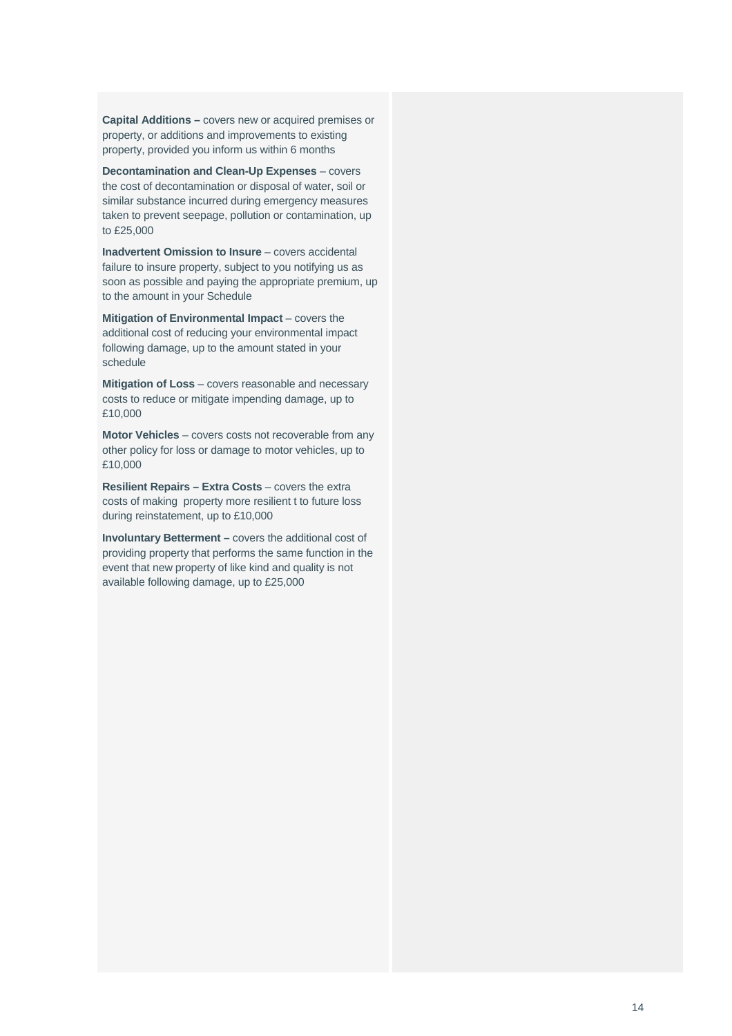**Capital Additions –** covers new or acquired premises or property, or additions and improvements to existing property, provided you inform us within 6 months

**Decontamination and Clean-Up Expenses** – covers the cost of decontamination or disposal of water, soil or similar substance incurred during emergency measures taken to prevent seepage, pollution or contamination, up to £25,000

**Inadvertent Omission to Insure** – covers accidental failure to insure property, subject to you notifying us as soon as possible and paying the appropriate premium, up to the amount in your Schedule

**Mitigation of Environmental Impact** – covers the additional cost of reducing your environmental impact following damage, up to the amount stated in your schedule

**Mitigation of Loss** – covers reasonable and necessary costs to reduce or mitigate impending damage, up to £10,000

**Motor Vehicles** – covers costs not recoverable from any other policy for loss or damage to motor vehicles, up to £10,000

**Resilient Repairs – Extra Costs** – covers the extra costs of making property more resilient t to future loss during reinstatement, up to £10,000

**Involuntary Betterment –** covers the additional cost of providing property that performs the same function in the event that new property of like kind and quality is not available following damage, up to £25,000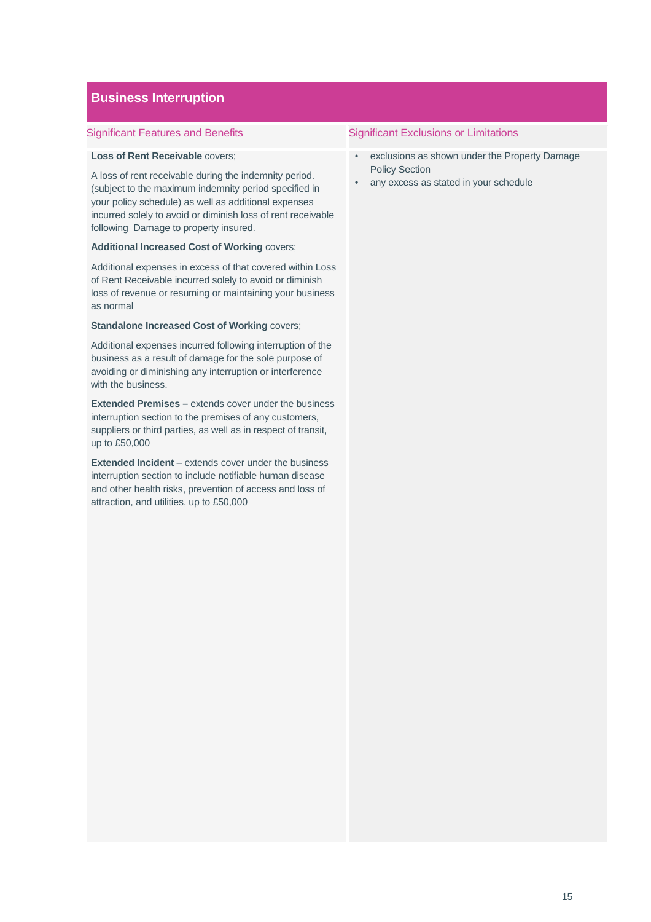## Business Interruption

### Significant Features and Benefits

**Loss of Rent Receivable** covers;

A loss of rent receivable during the indemnity period. (subject to the maximum indemnity period specified in your policy schedule) as well as additional expenses incurred solely to avoid or diminish loss of rent receivable following Damage to property insured.

**Additional Increased Cost of Working** covers;

Additional expenses in excess of that covered within Loss of Rent Receivable incurred solely to avoid or diminish loss of revenue or resuming or maintaining your business as normal

**Standalone Increased Cost of Working** covers;

Additional expenses incurred following interruption of the business as a result of damage for the sole purpose of avoiding or diminishing any interruption or interference with the business.

**Extended Premises –** extends cover under the business interruption section to the premises of any customers, suppliers or third parties, as well as in respect of transit, up to £50,000

**Extended Incident** – extends cover under the business interruption section to include notifiable human disease and other health risks, prevention of access and loss of attraction, and utilities, up to £50,000

### Significant Exclusions or Limitations

- exclusions as shown under the Property Damage Policy Section
- any excess as stated in your schedule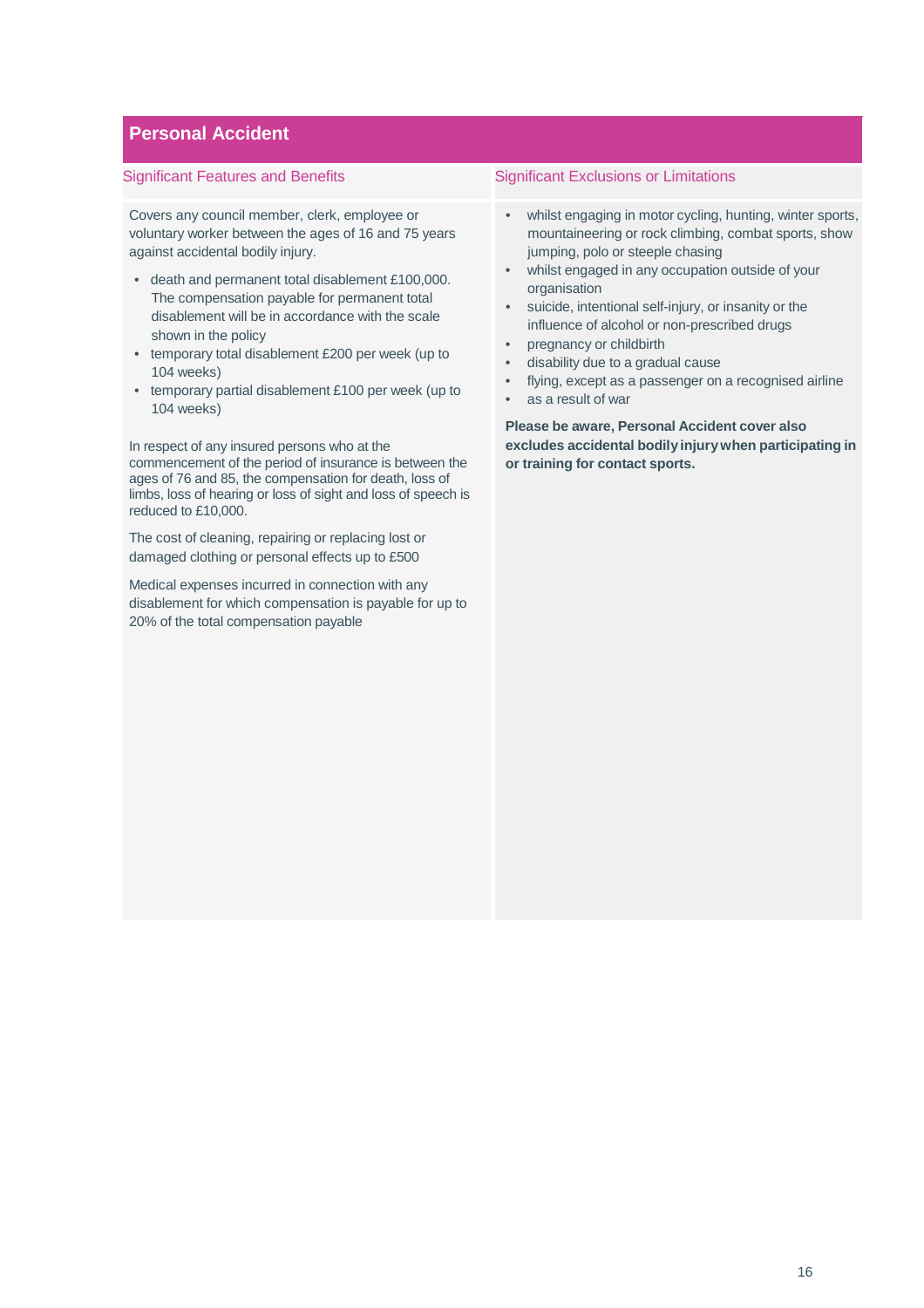## Personal Accident

### Significant Features and Benefits

Covers any council member, clerk, employee or voluntary worker between the ages of 16 and 75 years against accidental bodily injury.

- death and permanent total disablement £100,000. The compensation payable for permanent total disablement will be in accordance with the scale shown in the policy
- temporary total disablement £200 per week (up to 104 weeks)
- temporary partial disablement £100 per week (up to 104 weeks)

In respect of any insured persons who at the commencement of the period of insurance is between the ages of 76 and 85, the compensation for death, loss of limbs, loss of hearing or loss of sight and loss of speech is reduced to £10,000.

The cost of cleaning, repairing or replacing lost or damaged clothing or personal effects up to £500

Medical expenses incurred in connection with any disablement for which compensation is payable for up to 20% of the total compensation payable

### Significant Exclusions or Limitations

- whilst engaging in motor cycling, hunting, winter sports, mountaineering or rock climbing, combat sports, show jumping, polo or steeple chasing
- whilst engaged in any occupation outside of your organisation
- suicide, intentional self-injury, or insanity or the influence of alcohol or non-prescribed drugs
- pregnancy or childbirth
- disability due to a gradual cause
- flying, except as a passenger on a recognised airline
- as a result of war

**Please be aware, Personal Accident cover also excludes accidental bodily injury when participating in or training for contact sports.**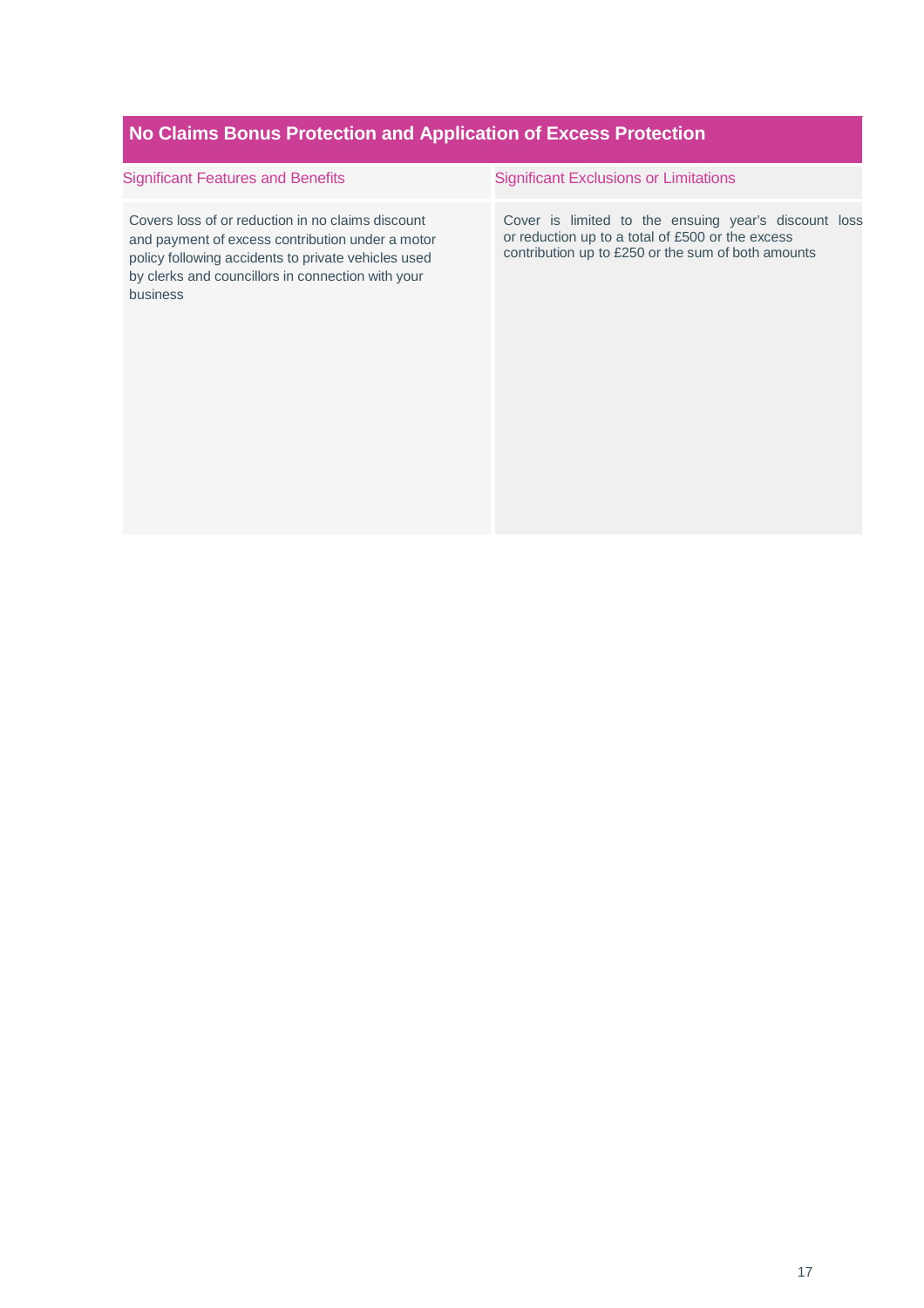## No Claims Bonus Protection and Application of Excess Protection

| Significant Features and Benefits | Significant Exclusions or Limitations |
| --- | --- |
| Covers loss of or reduction in no claims discount and payment of excess contribution under a motor policy following accidents to private vehicles used by clerks and councillors in connection with your business | Cover is limited to the ensuing year's discount loss or reduction up to a total of £500 or the excess contribution up to £250 or the sum of both amounts |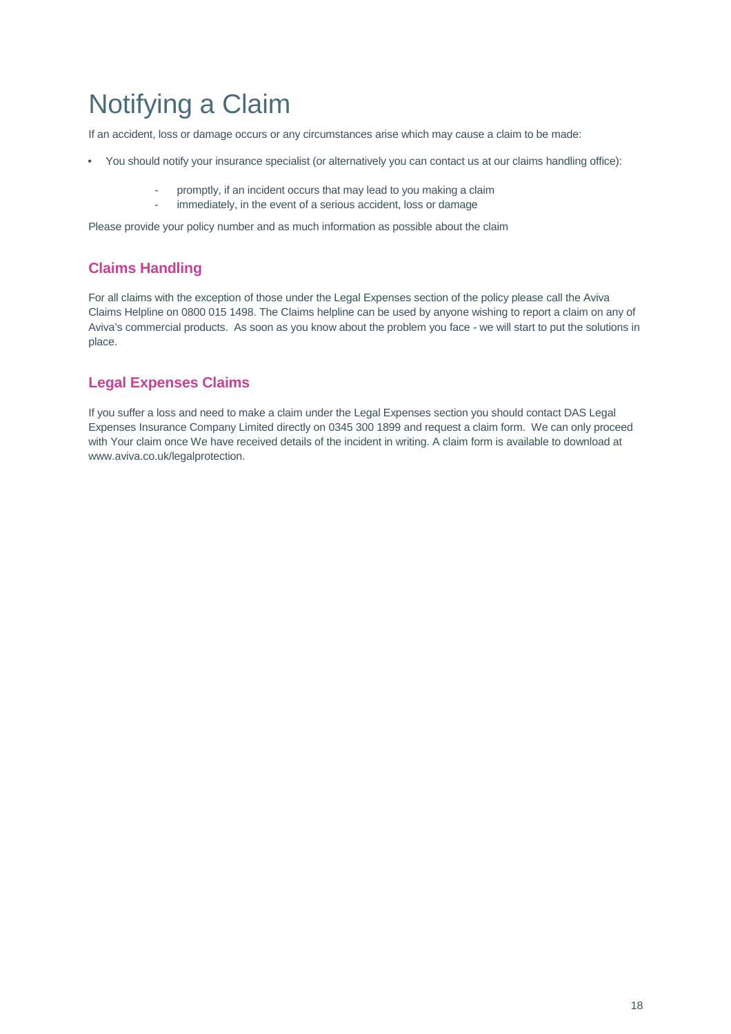# Notifying a Claim

If an accident, loss or damage occurs or any circumstances arise which may cause a claim to be made:

- You should notify your insurance specialist (or alternatively you can contact us at our claims handling office):
  - promptly, if an incident occurs that may lead to you making a claim
  - immediately, in the event of a serious accident, loss or damage

Please provide your policy number and as much information as possible about the claim

## Claims Handling

For all claims with the exception of those under the Legal Expenses section of the policy please call the Aviva Claims Helpline on 0800 015 1498. The Claims helpline can be used by anyone wishing to report a claim on any of Aviva's commercial products. As soon as you know about the problem you face - we will start to put the solutions in place.

## Legal Expenses Claims

If you suffer a loss and need to make a claim under the Legal Expenses section you should contact DAS Legal Expenses Insurance Company Limited directly on 0345 300 1899 and request a claim form. We can only proceed with Your claim once We have received details of the incident in writing. A claim form is available to download at www.aviva.co.uk/legalprotection.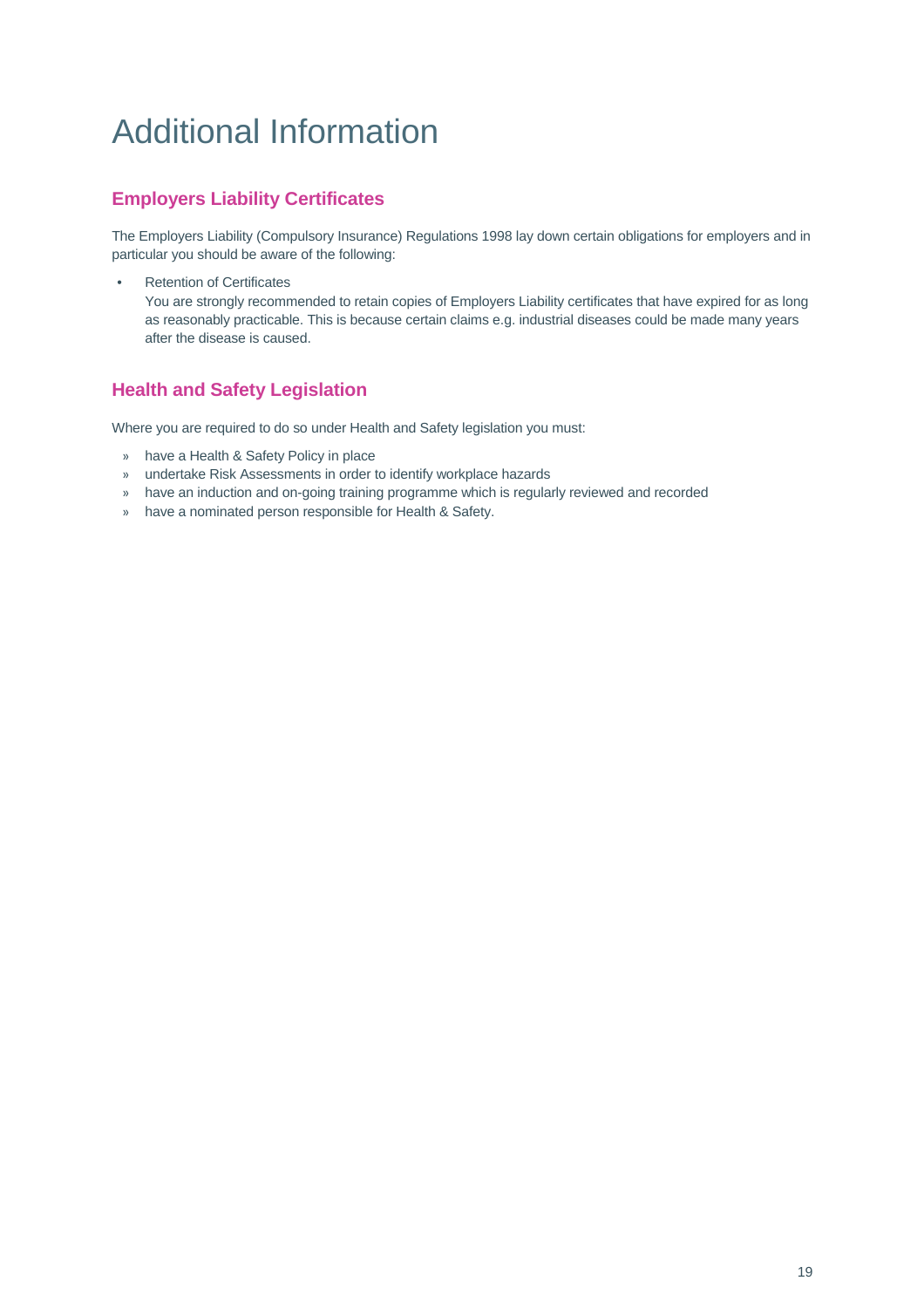# Additional Information

## Employers Liability Certificates

The Employers Liability (Compulsory Insurance) Regulations 1998 lay down certain obligations for employers and in particular you should be aware of the following:

- Retention of Certificates
  You are strongly recommended to retain copies of Employers Liability certificates that have expired for as long as reasonably practicable. This is because certain claims e.g. industrial diseases could be made many years after the disease is caused.

## Health and Safety Legislation

Where you are required to do so under Health and Safety legislation you must:

- have a Health & Safety Policy in place
- undertake Risk Assessments in order to identify workplace hazards
- have an induction and on-going training programme which is regularly reviewed and recorded
- have a nominated person responsible for Health & Safety.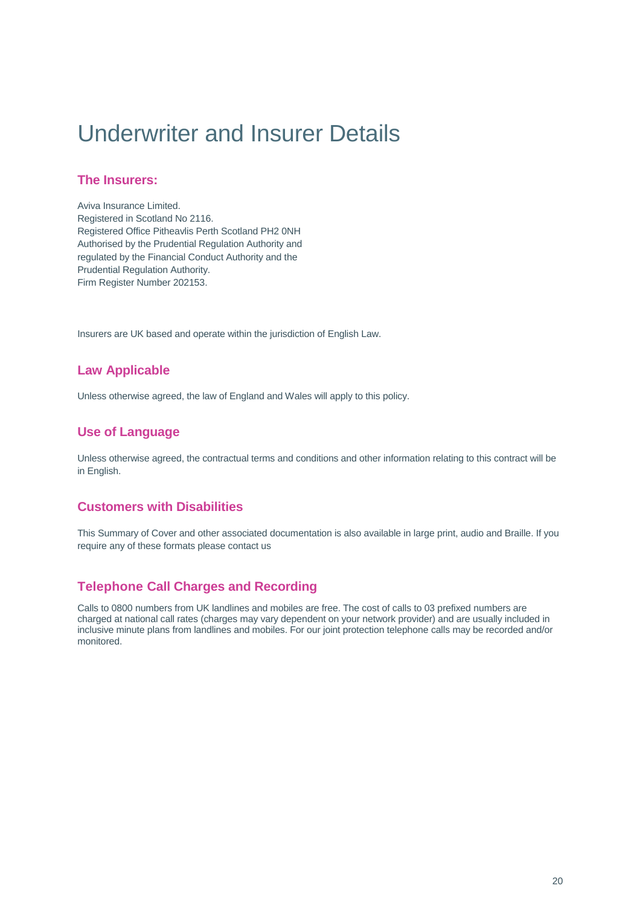# Underwriter and Insurer Details

## The Insurers:

Aviva Insurance Limited.
Registered in Scotland No 2116.
Registered Office Pitheavlis Perth Scotland PH2 0NH
Authorised by the Prudential Regulation Authority and regulated by the Financial Conduct Authority and the Prudential Regulation Authority.
Firm Register Number 202153.

Insurers are UK based and operate within the jurisdiction of English Law.

## Law Applicable

Unless otherwise agreed, the law of England and Wales will apply to this policy.

## Use of Language

Unless otherwise agreed, the contractual terms and conditions and other information relating to this contract will be in English.

## Customers with Disabilities

This Summary of Cover and other associated documentation is also available in large print, audio and Braille. If you require any of these formats please contact us

## Telephone Call Charges and Recording

Calls to 0800 numbers from UK landlines and mobiles are free. The cost of calls to 03 prefixed numbers are charged at national call rates (charges may vary dependent on your network provider) and are usually included in inclusive minute plans from landlines and mobiles. For our joint protection telephone calls may be recorded and/or monitored.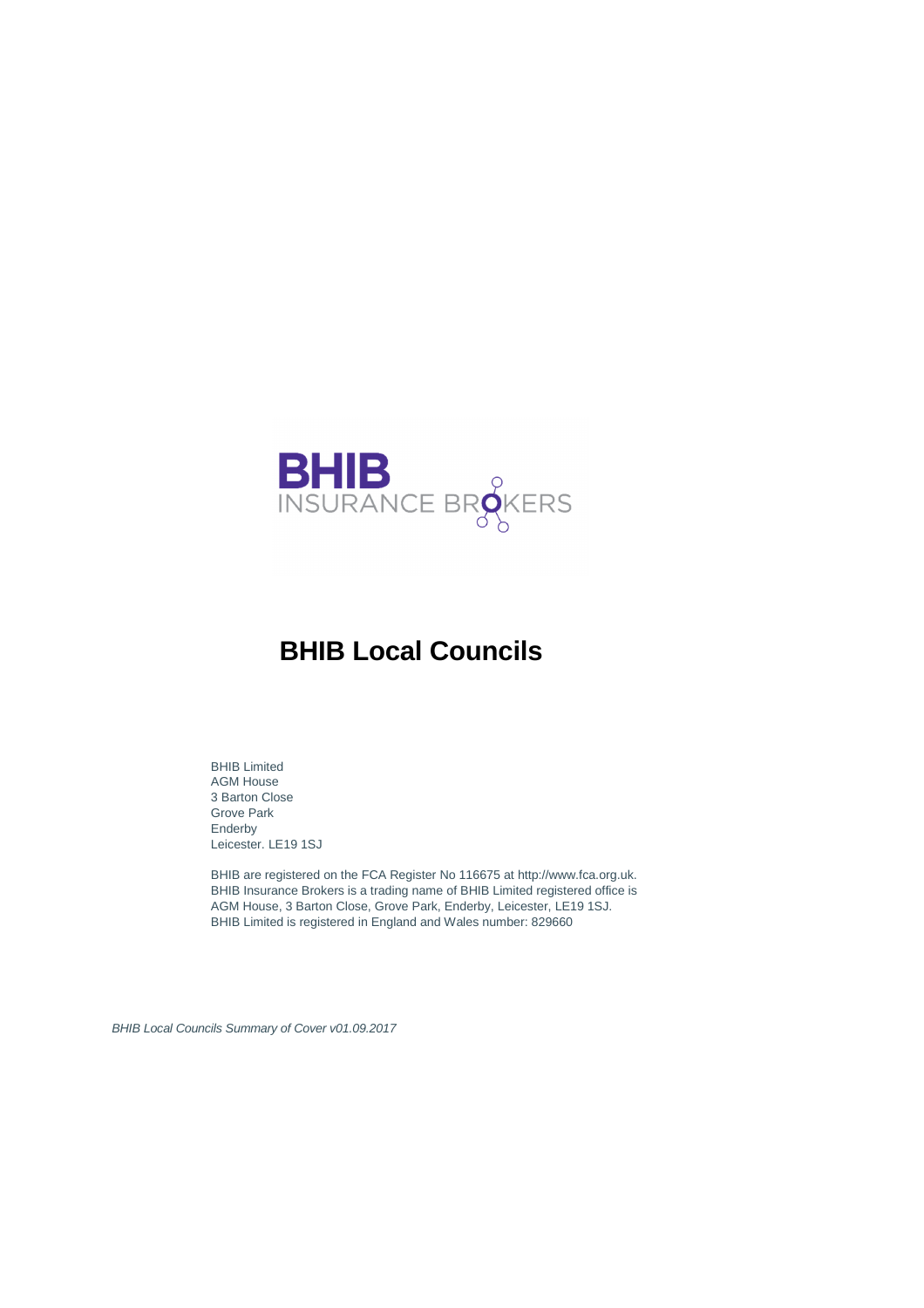BHIB
INSURANCE BROKERS

# BHIB Local Councils

BHIB Limited
AGM House
3 Barton Close
Grove Park
Enderby
Leicester. LE19 1SJ

BHIB are registered on the FCA Register No 116675 at http://www.fca.org.uk.
BHIB Insurance Brokers is a trading name of BHIB Limited registered office is AGM House, 3 Barton Close, Grove Park, Enderby, Leicester, LE19 1SJ.
BHIB Limited is registered in England and Wales number: 829660

*BHIB Local Councils Summary of Cover v01.09.2017*